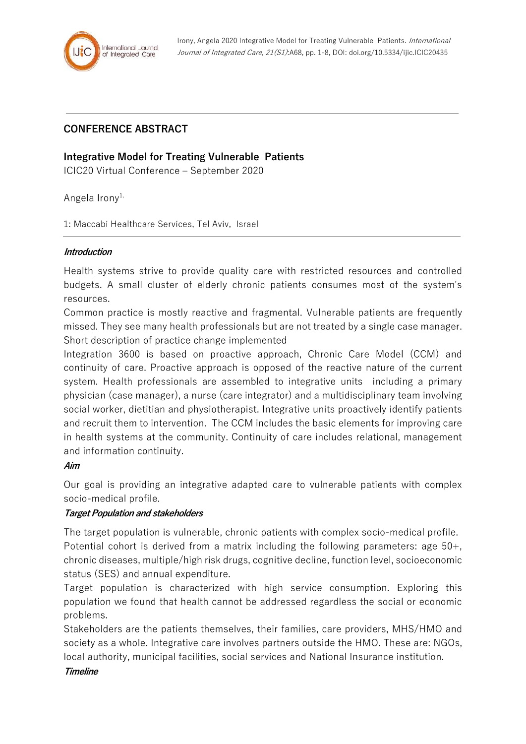Irony, Angela 2020 Integrative Model for Treating Vulnerable Patients. *International Journal of Integrated Care, 21(S1)*:A68, pp. 1-8, DOI: doi.org/10.5334/ijic.ICIC20435

---

## CONFERENCE ABSTRACT

# Integrative Model for Treating Vulnerable Patients

ICIC20 Virtual Conference – September 2020

Angela Irony[1,]

1: Maccabi Healthcare Services, Tel Aviv, Israel

---

### *Introduction*

Health systems strive to provide quality care with restricted resources and controlled budgets. A small cluster of elderly chronic patients consumes most of the system's resources.

Common practice is mostly reactive and fragmental. Vulnerable patients are frequently missed. They see many health professionals but are not treated by a single case manager.

Short description of practice change implemented

Integration 3600 is based on proactive approach, Chronic Care Model (CCM) and continuity of care. Proactive approach is opposed of the reactive nature of the current system. Health professionals are assembled to integrative units including a primary physician (case manager), a nurse (care integrator) and a multidisciplinary team involving social worker, dietitian and physiotherapist. Integrative units proactively identify patients and recruit them to intervention. The CCM includes the basic elements for improving care in health systems at the community. Continuity of care includes relational, management and information continuity.

### *Aim*

Our goal is providing an integrative adapted care to vulnerable patients with complex socio-medical profile.

### *Target Population and stakeholders*

The target population is vulnerable, chronic patients with complex socio-medical profile.

Potential cohort is derived from a matrix including the following parameters: age 50+, chronic diseases, multiple/high risk drugs, cognitive decline, function level, socioeconomic status (SES) and annual expenditure.

Target population is characterized with high service consumption. Exploring this population we found that health cannot be addressed regardless the social or economic problems.

Stakeholders are the patients themselves, their families, care providers, MHS/HMO and society as a whole. Integrative care involves partners outside the HMO. These are: NGOs, local authority, municipal facilities, social services and National Insurance institution.

### *Timeline*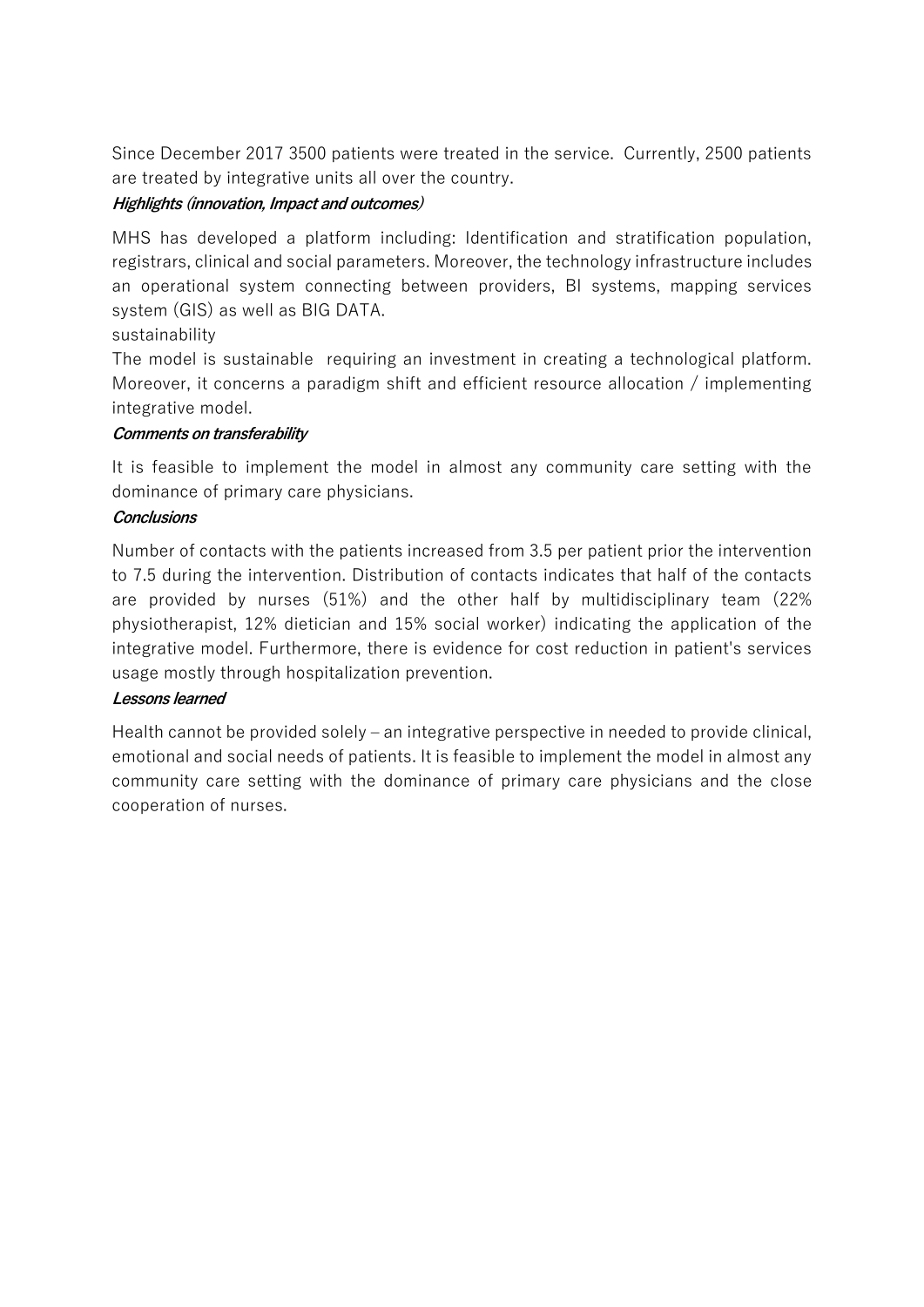Since December 2017 3500 patients were treated in the service. Currently, 2500 patients are treated by integrative units all over the country.

***Highlights (innovation, Impact and outcomes)***

MHS has developed a platform including: Identification and stratification population, registrars, clinical and social parameters. Moreover, the technology infrastructure includes an operational system connecting between providers, BI systems, mapping services system (GIS) as well as BIG DATA.

sustainability

The model is sustainable requiring an investment in creating a technological platform. Moreover, it concerns a paradigm shift and efficient resource allocation / implementing integrative model.

***Comments on transferability***

It is feasible to implement the model in almost any community care setting with the dominance of primary care physicians.

***Conclusions***

Number of contacts with the patients increased from 3.5 per patient prior the intervention to 7.5 during the intervention. Distribution of contacts indicates that half of the contacts are provided by nurses (51%) and the other half by multidisciplinary team (22% physiotherapist, 12% dietician and 15% social worker) indicating the application of the integrative model. Furthermore, there is evidence for cost reduction in patient's services usage mostly through hospitalization prevention.

***Lessons learned***

Health cannot be provided solely – an integrative perspective in needed to provide clinical, emotional and social needs of patients. It is feasible to implement the model in almost any community care setting with the dominance of primary care physicians and the close cooperation of nurses.